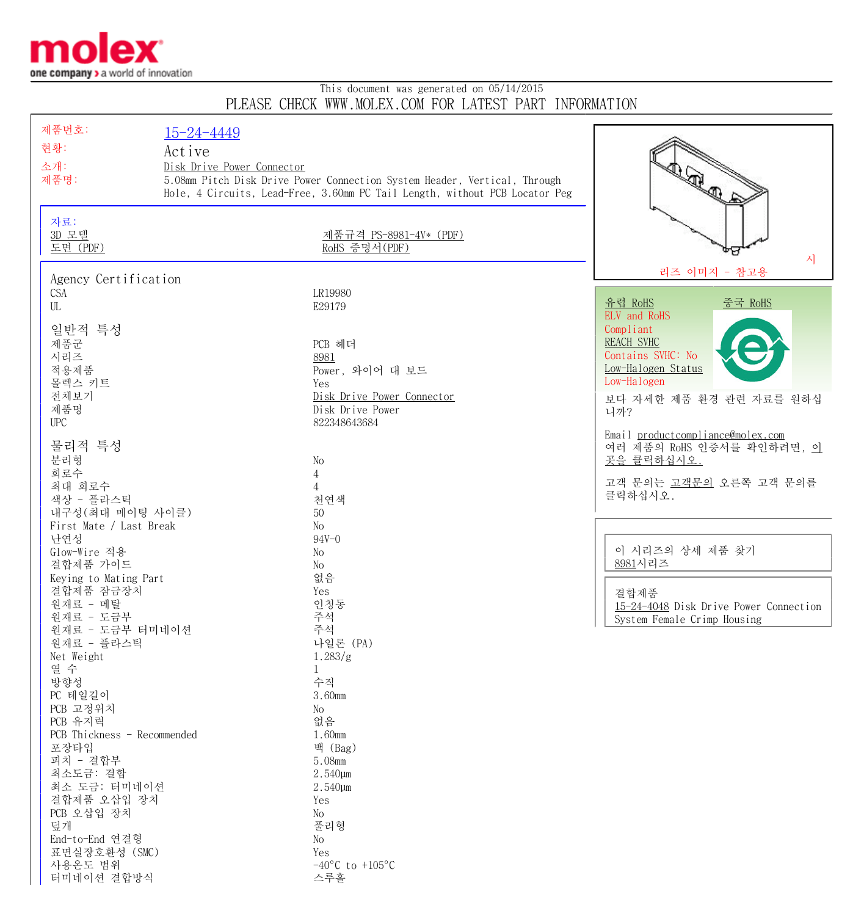This document was generated on 05/14/2015

PLEASE CHECK WWW.MOLEX.COM FOR LATEST PART INFORMATION

| | |
|---|---|
| 제품번호: | 15-24-4449 |
| 현황: | Active |
| 소개: | Disk Drive Power Connector |
| 제품명: | 5.08mm Pitch Disk Drive Power Connection System Header, Vertical, Through Hole, 4 Circuits, Lead-Free, 3.60mm PC Tail Length, without PCB Locator Peg |

자료:

| | |
|---|---|
| 3D 모델 | 제품규격 PS-8981-4V* (PDF) |
| 도면 (PDF) | RoHS 증명서(PDF) |

## Agency Certification

| | |
|---|---|
| CSA | LR19980 |
| UL | E29179 |

## 일반적 특성

| | |
|---|---|
| 제품군 | PCB 헤더 |
| 시리즈 | 8981 |
| 적용제품 | Power, 와이어 대 보드 |
| 몰렉스 키트 | Yes |
| 전체보기 | Disk Drive Power Connector |
| 제품명 | Disk Drive Power |
| UPC | 822348643684 |

## 물리적 특성

| | |
|---|---|
| 분리형 | No |
| 회로수 | 4 |
| 최대 회로수 | 4 |
| 색상 - 플라스틱 | 천연색 |
| 내구성(최대 메이팅 사이클) | 50 |
| First Mate / Last Break | No |
| 난연성 | 94V-0 |
| Glow-Wire 적용 | No |
| 결합제품 가이드 | No |
| Keying to Mating Part | 없음 |
| 결합제품 잠금장치 | Yes |
| 원재료 - 메탈 | 인청동 |
| 원재료 - 도금부 | 주석 |
| 원재료 - 도금부 터미네이션 | 주석 |
| 원재료 - 플라스틱 | 나일론 (PA) |
| Net Weight | 1.283/g |
| 열 수 | 1 |
| 방향성 | 수직 |
| PC 테일길이 | 3.60mm |
| PCB 고정위치 | No |
| PCB 유지력 | 없음 |
| PCB Thickness - Recommended | 1.60mm |
| 포장타입 | 백 (Bag) |
| 피치 - 결합부 | 5.08mm |
| 최소도금: 결합 | 2.540µm |
| 최소 도금: 터미네이션 | 2.540µm |
| 결합제품 오삽입 장치 | Yes |
| PCB 오삽입 장치 | No |
| 덮개 | 풀리형 |
| End-to-End 연결형 | No |
| 표면실장호환성 (SMC) | Yes |
| 사용온도 범위 | -40°C to +105°C |
| 터미네이션 결합방식 | 스루홀 |

시리즈 이미지 - 참고용

유럽 RoHS / 중국 RoHS

ELV and RoHS
Compliant

REACH SVHC
Contains SVHC: No

Low-Halogen Status
Low-Halogen

보다 자세한 제품 환경 관련 자료를 원하십니까?

Email productcompliance@molex.com
여러 제품의 RoHS 인증서를 확인하려면, 이곳을 클릭하십시오.

고객 문의는 고객문의 오른쪽 고객 문의를 클릭하십시오.

이 시리즈의 상세 제품 찾기
8981시리즈

결합제품
15-24-4048 Disk Drive Power Connection System Female Crimp Housing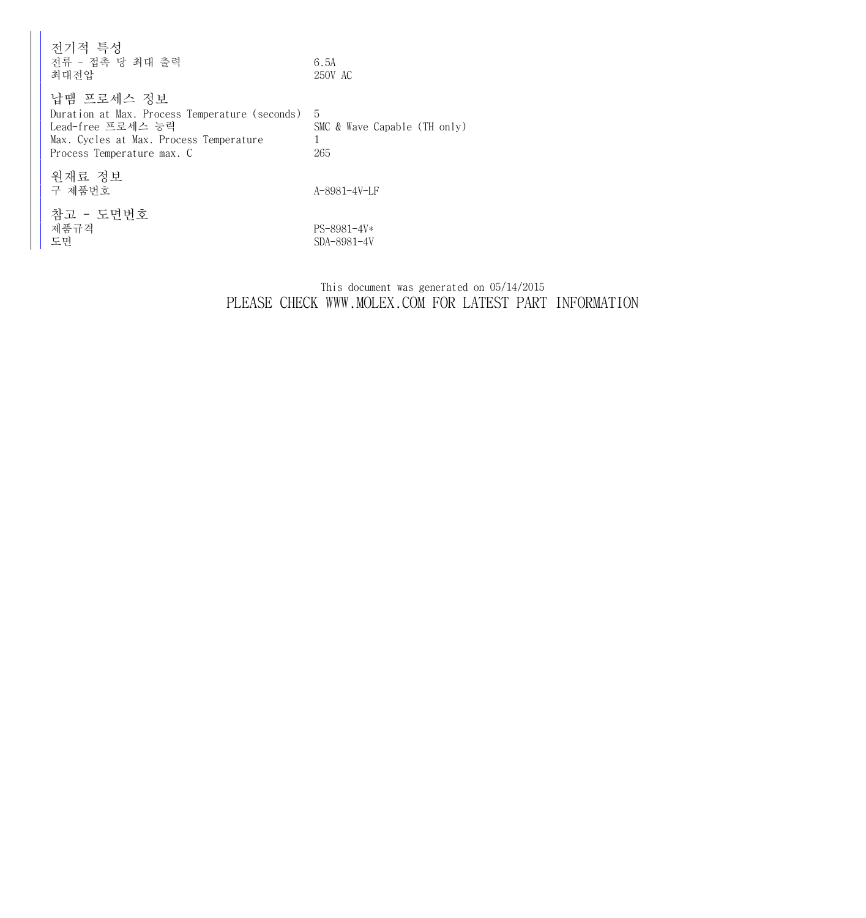### 전기적 특성

| | |
|---|---|
| 전류 - 접촉 당 최대 출력 | 6.5A |
| 최대전압 | 250V AC |

### 납땜 프로세스 정보

| | |
|---|---|
| Duration at Max. Process Temperature (seconds) | 5 |
| Lead-free 프로세스 능력 | SMC & Wave Capable (TH only) |
| Max. Cycles at Max. Process Temperature | 1 |
| Process Temperature max. C | 265 |

### 원재료 정보

| | |
|---|---|
| 구 제품번호 | A-8981-4V-LF |

### 참고 - 도면번호

| | |
|---|---|
| 제품규격 | PS-8981-4V* |
| 도면 | SDA-8981-4V |

This document was generated on 05/14/2015

PLEASE CHECK WWW.MOLEX.COM FOR LATEST PART INFORMATION